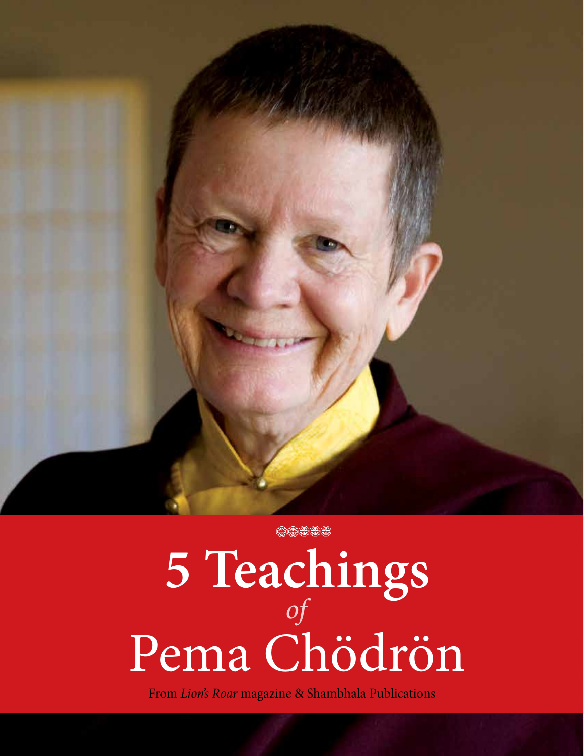# 5 Teachings *of* Pema Chödrön

From *Lion's Roar* magazine & Shambhala Publications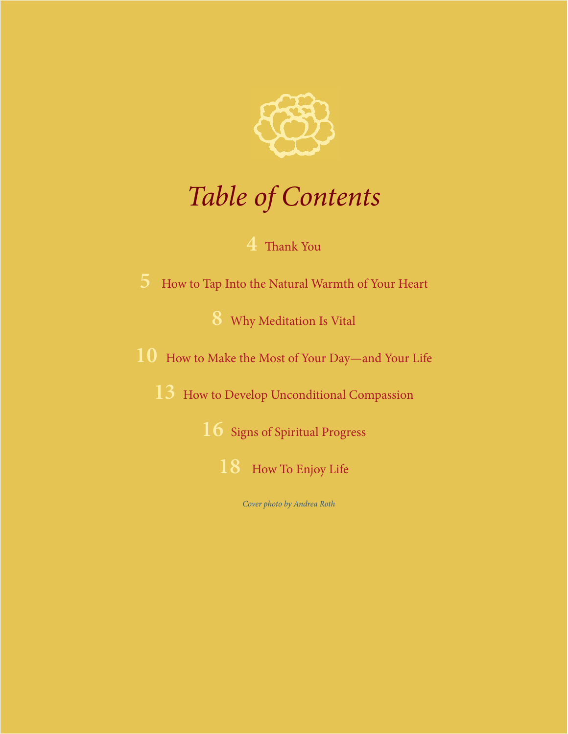# *Table of Contents*

**4** Thank You

**5** How to Tap Into the Natural Warmth of Your Heart

**8** Why Meditation Is Vital

**10** How to Make the Most of Your Day—and Your Life

**13** How to Develop Unconditional Compassion

**16** Signs of Spiritual Progress

**18** How To Enjoy Life

*Cover photo by Andrea Roth*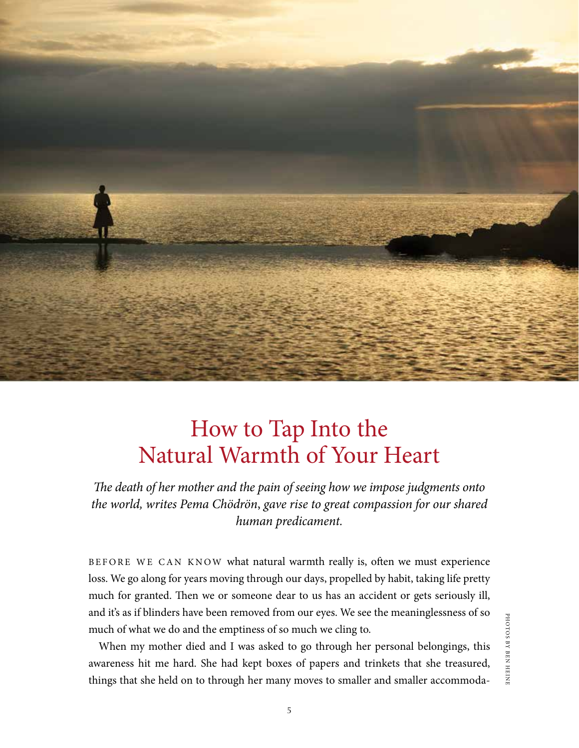# How to Tap Into the Natural Warmth of Your Heart

*The death of her mother and the pain of seeing how we impose judgments onto the world, writes Pema Chödrön, gave rise to great compassion for our shared human predicament.*

BEFORE WE CAN KNOW what natural warmth really is, often we must experience loss. We go along for years moving through our days, propelled by habit, taking life pretty much for granted. Then we or someone dear to us has an accident or gets seriously ill, and it's as if blinders have been removed from our eyes. We see the meaninglessness of so much of what we do and the emptiness of so much we cling to.

When my mother died and I was asked to go through her personal belongings, this awareness hit me hard. She had kept boxes of papers and trinkets that she treasured, things that she held on to through her many moves to smaller and smaller accommoda-

PHOTOS BY BEN HEINE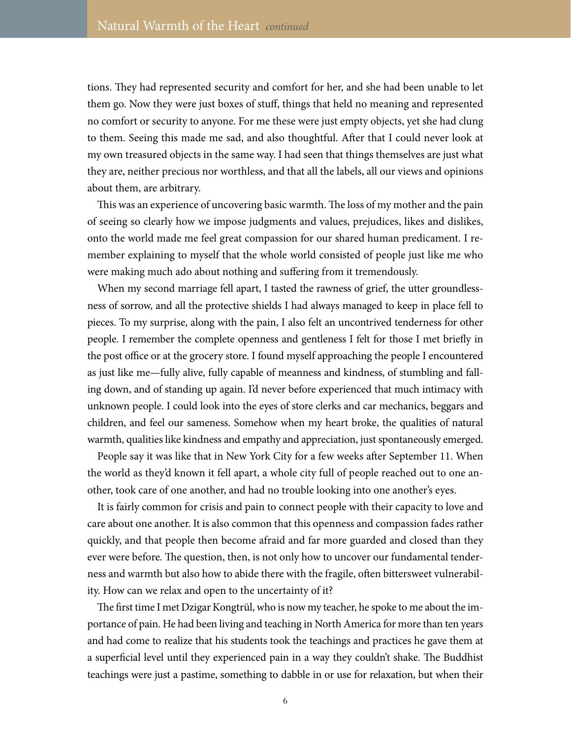tions. They had represented security and comfort for her, and she had been unable to let them go. Now they were just boxes of stuff, things that held no meaning and represented no comfort or security to anyone. For me these were just empty objects, yet she had clung to them. Seeing this made me sad, and also thoughtful. After that I could never look at my own treasured objects in the same way. I had seen that things themselves are just what they are, neither precious nor worthless, and that all the labels, all our views and opinions about them, are arbitrary.

This was an experience of uncovering basic warmth. The loss of my mother and the pain of seeing so clearly how we impose judgments and values, prejudices, likes and dislikes, onto the world made me feel great compassion for our shared human predicament. I remember explaining to myself that the whole world consisted of people just like me who were making much ado about nothing and suffering from it tremendously.

When my second marriage fell apart, I tasted the rawness of grief, the utter groundlessness of sorrow, and all the protective shields I had always managed to keep in place fell to pieces. To my surprise, along with the pain, I also felt an uncontrived tenderness for other people. I remember the complete openness and gentleness I felt for those I met briefly in the post office or at the grocery store. I found myself approaching the people I encountered as just like me—fully alive, fully capable of meanness and kindness, of stumbling and falling down, and of standing up again. I'd never before experienced that much intimacy with unknown people. I could look into the eyes of store clerks and car mechanics, beggars and children, and feel our sameness. Somehow when my heart broke, the qualities of natural warmth, qualities like kindness and empathy and appreciation, just spontaneously emerged.

People say it was like that in New York City for a few weeks after September 11. When the world as they'd known it fell apart, a whole city full of people reached out to one another, took care of one another, and had no trouble looking into one another's eyes.

It is fairly common for crisis and pain to connect people with their capacity to love and care about one another. It is also common that this openness and compassion fades rather quickly, and that people then become afraid and far more guarded and closed than they ever were before. The question, then, is not only how to uncover our fundamental tenderness and warmth but also how to abide there with the fragile, often bittersweet vulnerability. How can we relax and open to the uncertainty of it?

The first time I met Dzigar Kongtrül, who is now my teacher, he spoke to me about the importance of pain. He had been living and teaching in North America for more than ten years and had come to realize that his students took the teachings and practices he gave them at a superficial level until they experienced pain in a way they couldn't shake. The Buddhist teachings were just a pastime, something to dabble in or use for relaxation, but when their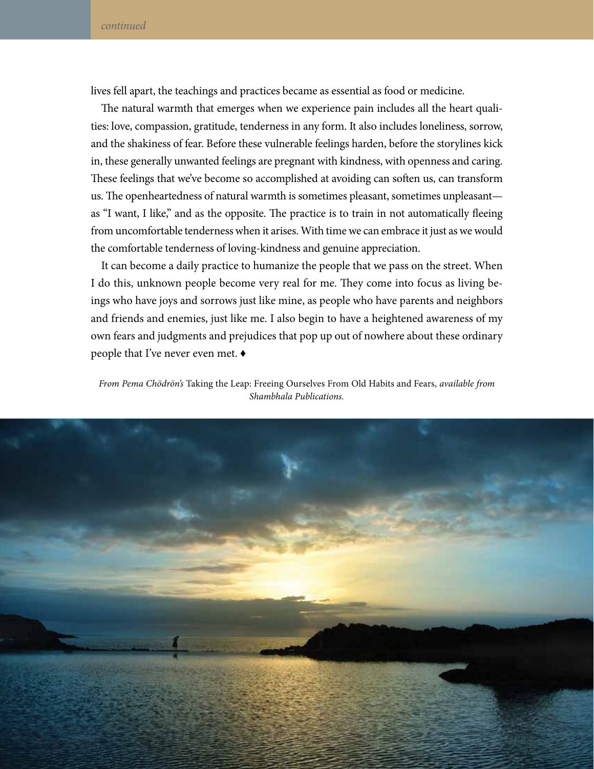lives fell apart, the teachings and practices became as essential as food or medicine.

The natural warmth that emerges when we experience pain includes all the heart qualities: love, compassion, gratitude, tenderness in any form. It also includes loneliness, sorrow, and the shakiness of fear. Before these vulnerable feelings harden, before the storylines kick in, these generally unwanted feelings are pregnant with kindness, with openness and caring. These feelings that we've become so accomplished at avoiding can soften us, can transform us. The openheartedness of natural warmth is sometimes pleasant, sometimes unpleasant—as "I want, I like," and as the opposite. The practice is to train in not automatically fleeing from uncomfortable tenderness when it arises. With time we can embrace it just as we would the comfortable tenderness of loving-kindness and genuine appreciation.

It can become a daily practice to humanize the people that we pass on the street. When I do this, unknown people become very real for me. They come into focus as living beings who have joys and sorrows just like mine, as people who have parents and neighbors and friends and enemies, just like me. I also begin to have a heightened awareness of my own fears and judgments and prejudices that pop up out of nowhere about these ordinary people that I've never even met. ♦

*From Pema Chödrön's* Taking the Leap: Freeing Ourselves From Old Habits and Fears, *available from Shambhala Publications.*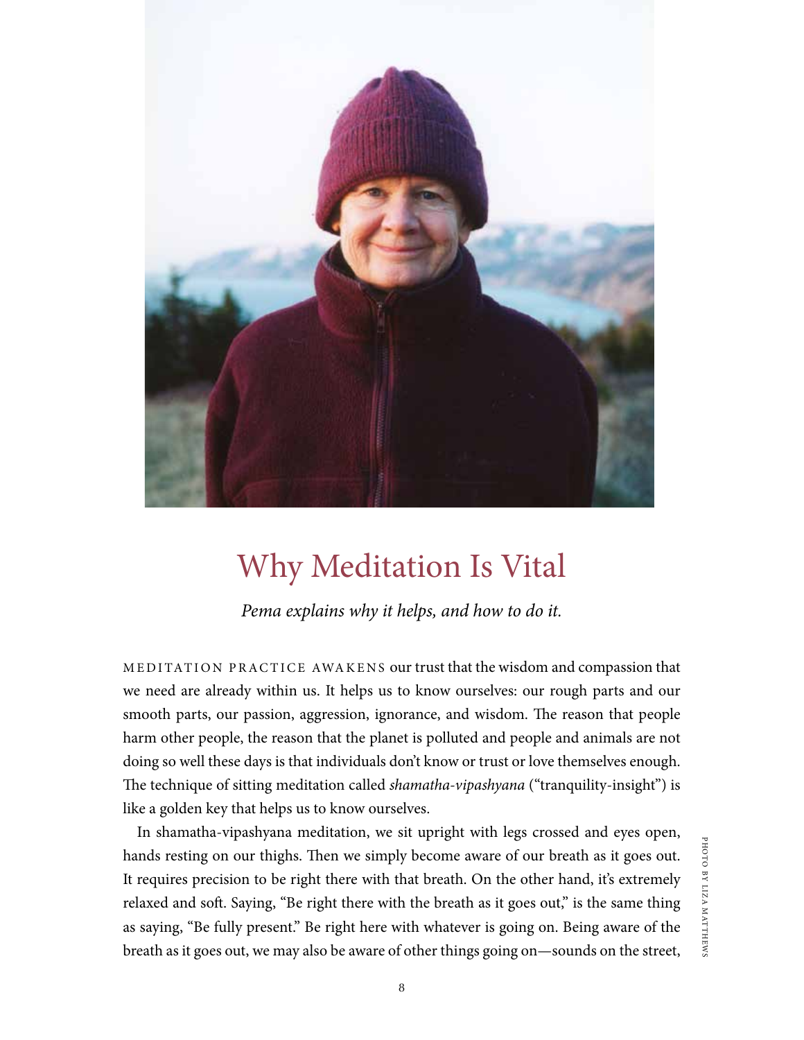# Why Meditation Is Vital

*Pema explains why it helps, and how to do it.*

MEDITATION PRACTICE AWAKENS our trust that the wisdom and compassion that we need are already within us. It helps us to know ourselves: our rough parts and our smooth parts, our passion, aggression, ignorance, and wisdom. The reason that people harm other people, the reason that the planet is polluted and people and animals are not doing so well these days is that individuals don't know or trust or love themselves enough. The technique of sitting meditation called *shamatha-vipashyana* ("tranquility-insight") is like a golden key that helps us to know ourselves.

In shamatha-vipashyana meditation, we sit upright with legs crossed and eyes open, hands resting on our thighs. Then we simply become aware of our breath as it goes out. It requires precision to be right there with that breath. On the other hand, it's extremely relaxed and soft. Saying, "Be right there with the breath as it goes out," is the same thing as saying, "Be fully present." Be right here with whatever is going on. Being aware of the breath as it goes out, we may also be aware of other things going on—sounds on the street,

PHOTO BY LIZA MATTHEWS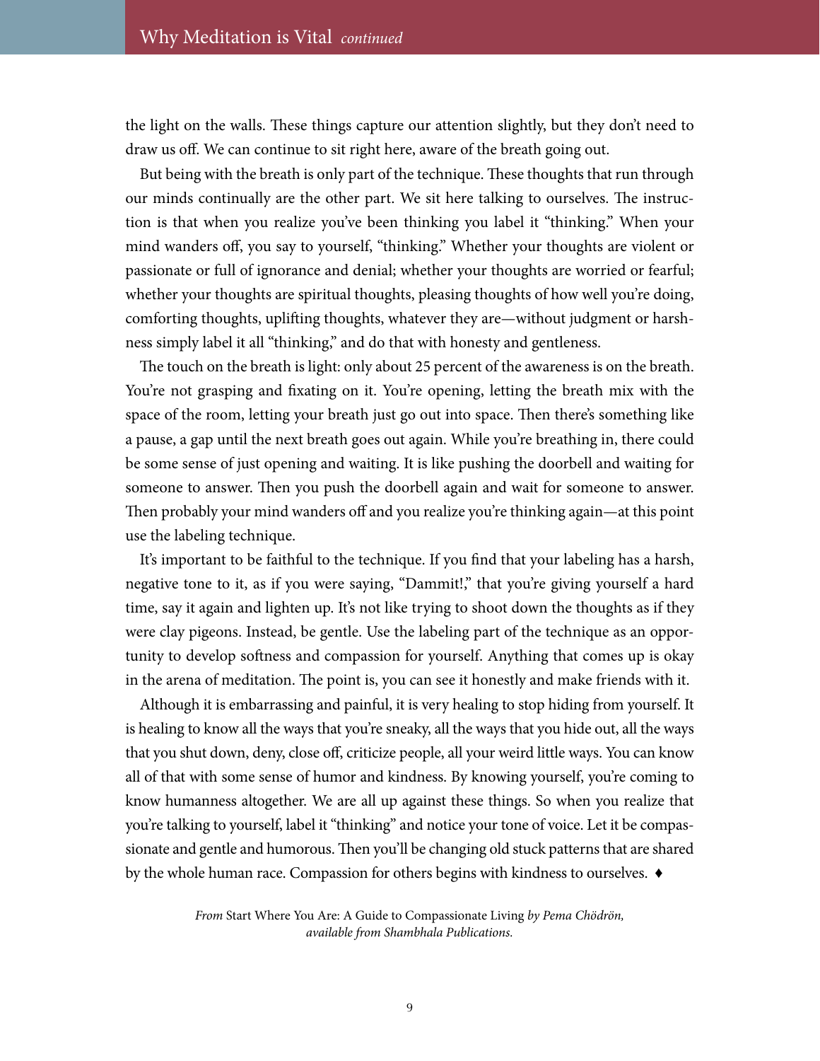the light on the walls. These things capture our attention slightly, but they don't need to draw us off. We can continue to sit right here, aware of the breath going out.

But being with the breath is only part of the technique. These thoughts that run through our minds continually are the other part. We sit here talking to ourselves. The instruction is that when you realize you've been thinking you label it "thinking." When your mind wanders off, you say to yourself, "thinking." Whether your thoughts are violent or passionate or full of ignorance and denial; whether your thoughts are worried or fearful; whether your thoughts are spiritual thoughts, pleasing thoughts of how well you're doing, comforting thoughts, uplifting thoughts, whatever they are—without judgment or harshness simply label it all "thinking," and do that with honesty and gentleness.

The touch on the breath is light: only about 25 percent of the awareness is on the breath. You're not grasping and fixating on it. You're opening, letting the breath mix with the space of the room, letting your breath just go out into space. Then there's something like a pause, a gap until the next breath goes out again. While you're breathing in, there could be some sense of just opening and waiting. It is like pushing the doorbell and waiting for someone to answer. Then you push the doorbell again and wait for someone to answer. Then probably your mind wanders off and you realize you're thinking again—at this point use the labeling technique.

It's important to be faithful to the technique. If you find that your labeling has a harsh, negative tone to it, as if you were saying, "Dammit!," that you're giving yourself a hard time, say it again and lighten up. It's not like trying to shoot down the thoughts as if they were clay pigeons. Instead, be gentle. Use the labeling part of the technique as an opportunity to develop softness and compassion for yourself. Anything that comes up is okay in the arena of meditation. The point is, you can see it honestly and make friends with it.

Although it is embarrassing and painful, it is very healing to stop hiding from yourself. It is healing to know all the ways that you're sneaky, all the ways that you hide out, all the ways that you shut down, deny, close off, criticize people, all your weird little ways. You can know all of that with some sense of humor and kindness. By knowing yourself, you're coming to know humanness altogether. We are all up against these things. So when you realize that you're talking to yourself, label it "thinking" and notice your tone of voice. Let it be compassionate and gentle and humorous. Then you'll be changing old stuck patterns that are shared by the whole human race. Compassion for others begins with kindness to ourselves. ♦

*From* Start Where You Are: A Guide to Compassionate Living *by Pema Chödrön, available from Shambhala Publications.*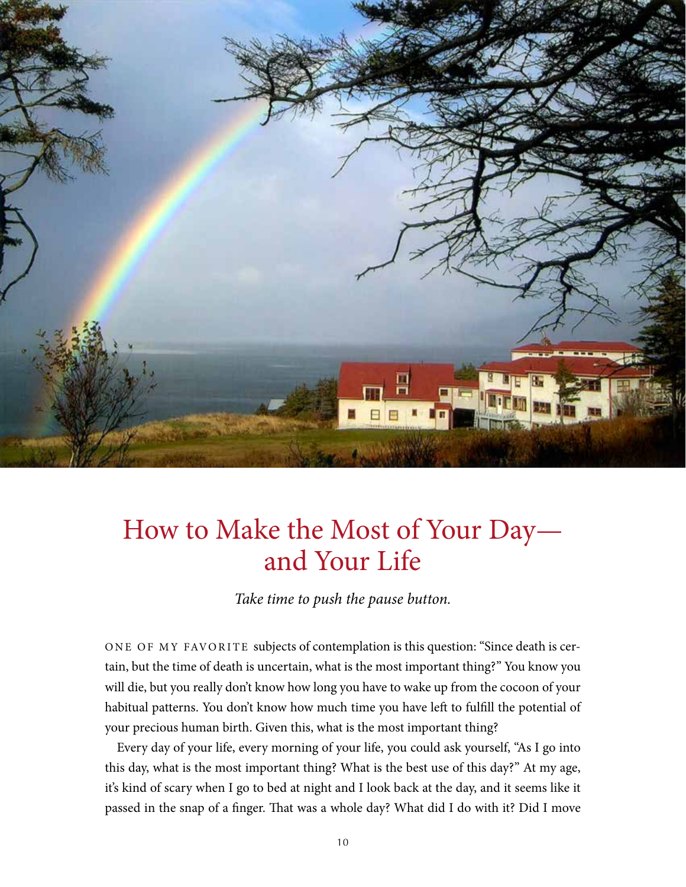# How to Make the Most of Your Day—and Your Life

*Take time to push the pause button.*

ONE OF MY FAVORITE subjects of contemplation is this question: "Since death is certain, but the time of death is uncertain, what is the most important thing?" You know you will die, but you really don't know how long you have to wake up from the cocoon of your habitual patterns. You don't know how much time you have left to fulfill the potential of your precious human birth. Given this, what is the most important thing?

Every day of your life, every morning of your life, you could ask yourself, "As I go into this day, what is the most important thing? What is the best use of this day?" At my age, it's kind of scary when I go to bed at night and I look back at the day, and it seems like it passed in the snap of a finger. That was a whole day? What did I do with it? Did I move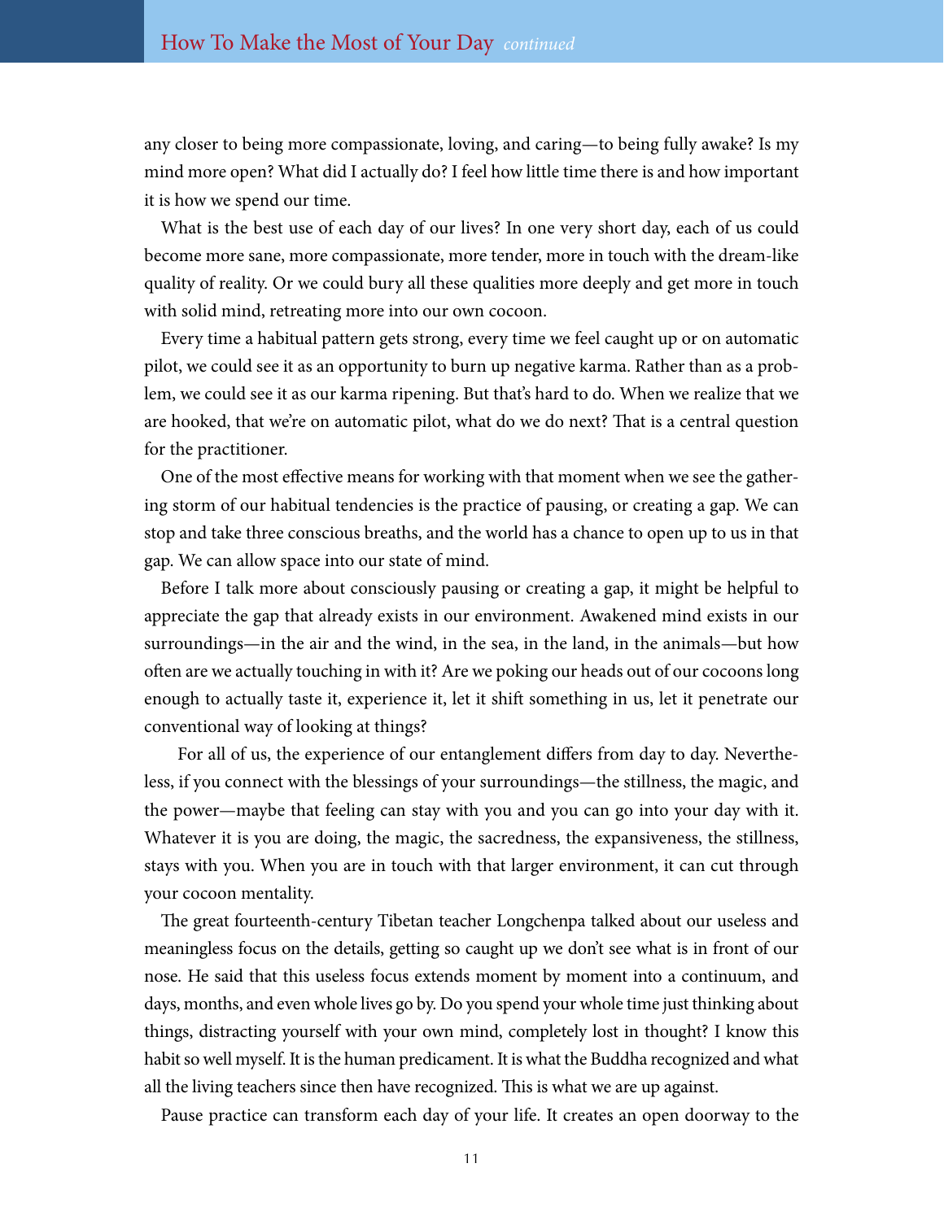any closer to being more compassionate, loving, and caring—to being fully awake? Is my mind more open? What did I actually do? I feel how little time there is and how important it is how we spend our time.

What is the best use of each day of our lives? In one very short day, each of us could become more sane, more compassionate, more tender, more in touch with the dream-like quality of reality. Or we could bury all these qualities more deeply and get more in touch with solid mind, retreating more into our own cocoon.

Every time a habitual pattern gets strong, every time we feel caught up or on automatic pilot, we could see it as an opportunity to burn up negative karma. Rather than as a problem, we could see it as our karma ripening. But that's hard to do. When we realize that we are hooked, that we're on automatic pilot, what do we do next? That is a central question for the practitioner.

One of the most effective means for working with that moment when we see the gathering storm of our habitual tendencies is the practice of pausing, or creating a gap. We can stop and take three conscious breaths, and the world has a chance to open up to us in that gap. We can allow space into our state of mind.

Before I talk more about consciously pausing or creating a gap, it might be helpful to appreciate the gap that already exists in our environment. Awakened mind exists in our surroundings—in the air and the wind, in the sea, in the land, in the animals—but how often are we actually touching in with it? Are we poking our heads out of our cocoons long enough to actually taste it, experience it, let it shift something in us, let it penetrate our conventional way of looking at things?

For all of us, the experience of our entanglement differs from day to day. Nevertheless, if you connect with the blessings of your surroundings—the stillness, the magic, and the power—maybe that feeling can stay with you and you can go into your day with it. Whatever it is you are doing, the magic, the sacredness, the expansiveness, the stillness, stays with you. When you are in touch with that larger environment, it can cut through your cocoon mentality.

The great fourteenth-century Tibetan teacher Longchenpa talked about our useless and meaningless focus on the details, getting so caught up we don't see what is in front of our nose. He said that this useless focus extends moment by moment into a continuum, and days, months, and even whole lives go by. Do you spend your whole time just thinking about things, distracting yourself with your own mind, completely lost in thought? I know this habit so well myself. It is the human predicament. It is what the Buddha recognized and what all the living teachers since then have recognized. This is what we are up against.

Pause practice can transform each day of your life. It creates an open doorway to the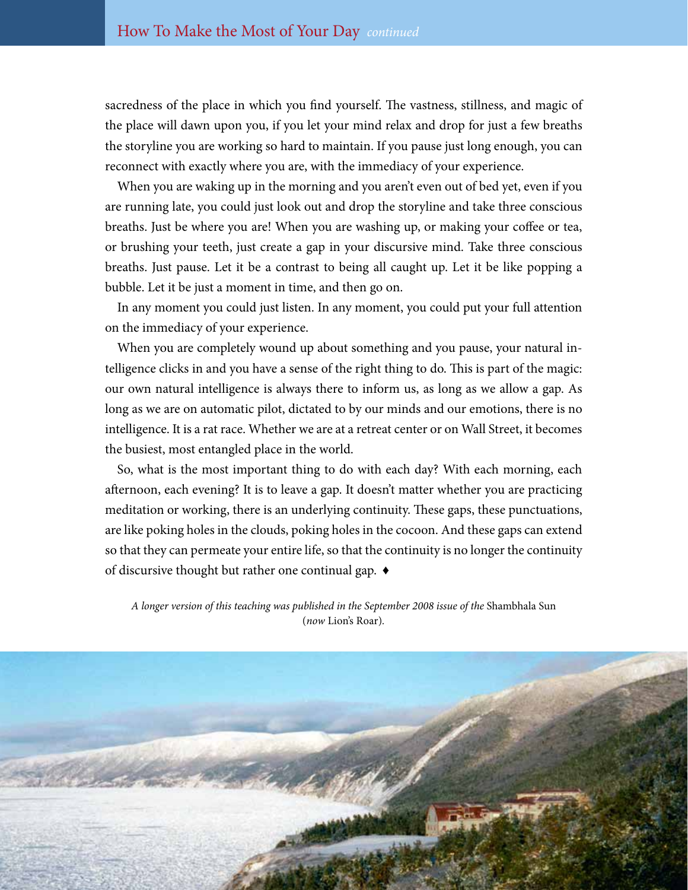sacredness of the place in which you find yourself. The vastness, stillness, and magic of the place will dawn upon you, if you let your mind relax and drop for just a few breaths the storyline you are working so hard to maintain. If you pause just long enough, you can reconnect with exactly where you are, with the immediacy of your experience.

When you are waking up in the morning and you aren't even out of bed yet, even if you are running late, you could just look out and drop the storyline and take three conscious breaths. Just be where you are! When you are washing up, or making your coffee or tea, or brushing your teeth, just create a gap in your discursive mind. Take three conscious breaths. Just pause. Let it be a contrast to being all caught up. Let it be like popping a bubble. Let it be just a moment in time, and then go on.

In any moment you could just listen. In any moment, you could put your full attention on the immediacy of your experience.

When you are completely wound up about something and you pause, your natural intelligence clicks in and you have a sense of the right thing to do. This is part of the magic: our own natural intelligence is always there to inform us, as long as we allow a gap. As long as we are on automatic pilot, dictated to by our minds and our emotions, there is no intelligence. It is a rat race. Whether we are at a retreat center or on Wall Street, it becomes the busiest, most entangled place in the world.

So, what is the most important thing to do with each day? With each morning, each afternoon, each evening? It is to leave a gap. It doesn't matter whether you are practicing meditation or working, there is an underlying continuity. These gaps, these punctuations, are like poking holes in the clouds, poking holes in the cocoon. And these gaps can extend so that they can permeate your entire life, so that the continuity is no longer the continuity of discursive thought but rather one continual gap. ♦

*A longer version of this teaching was published in the September 2008 issue of the* Shambhala Sun (*now* Lion's Roar).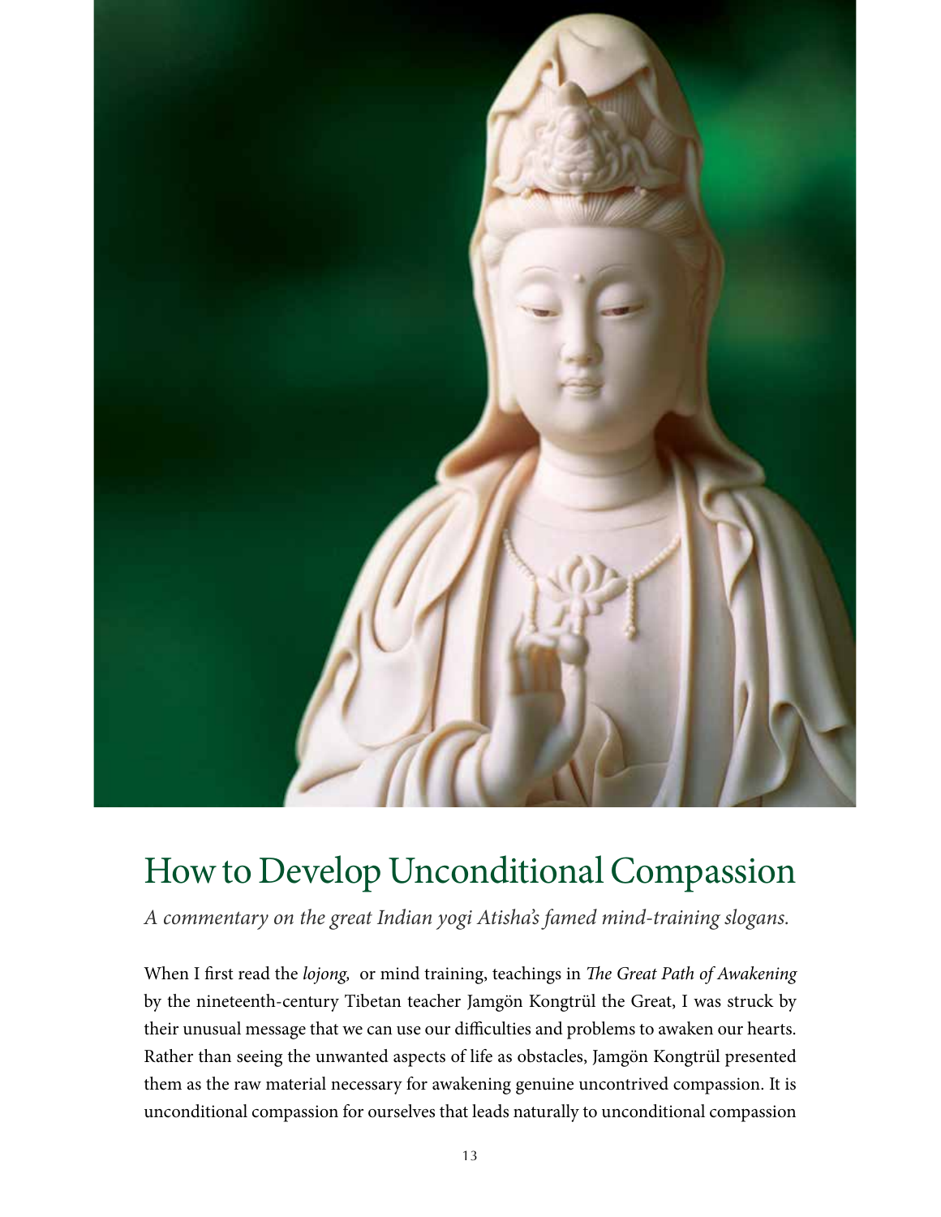# How to Develop Unconditional Compassion

*A commentary on the great Indian yogi Atisha's famed mind-training slogans.*

When I first read the *lojong,* or mind training, teachings in *The Great Path of Awakening* by the nineteenth-century Tibetan teacher Jamgön Kongtrül the Great, I was struck by their unusual message that we can use our difficulties and problems to awaken our hearts. Rather than seeing the unwanted aspects of life as obstacles, Jamgön Kongtrül presented them as the raw material necessary for awakening genuine uncontrived compassion. It is unconditional compassion for ourselves that leads naturally to unconditional compassion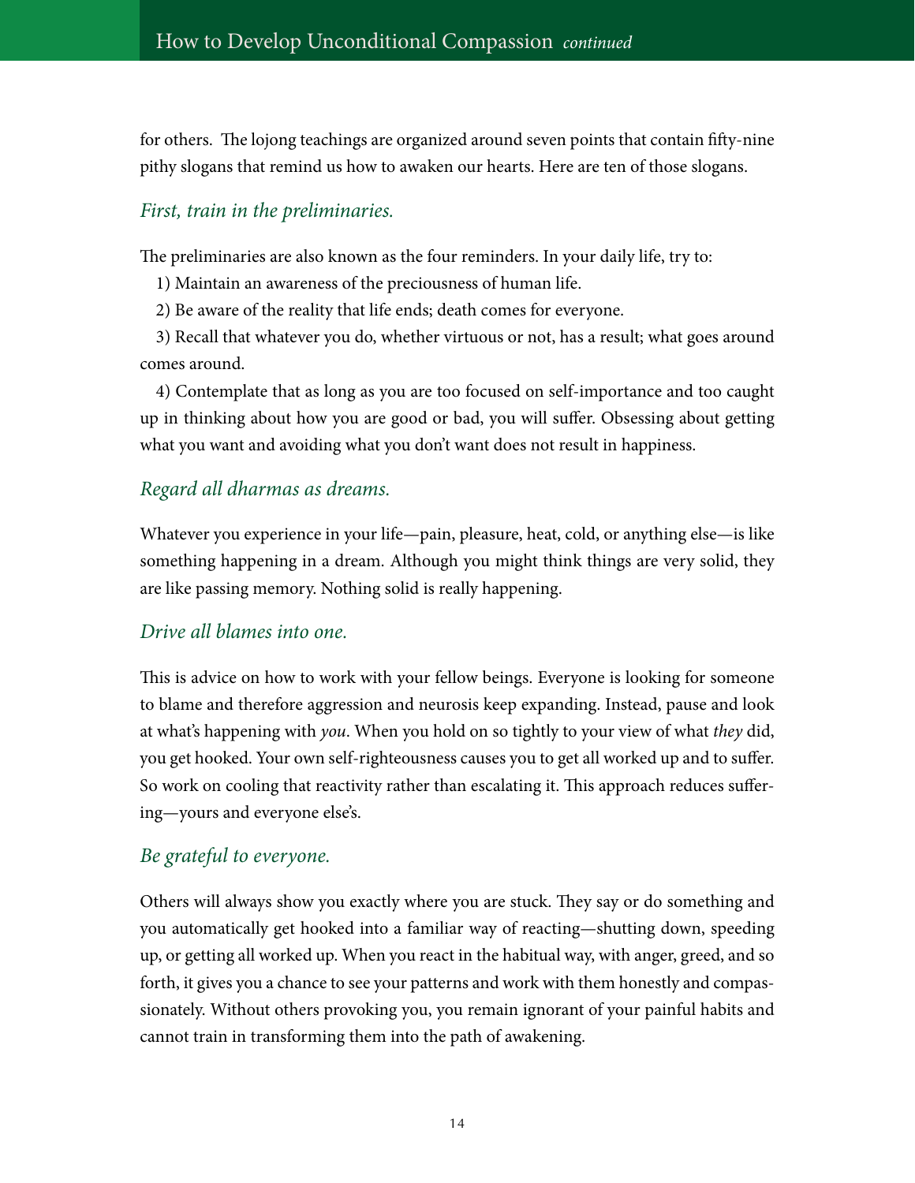for others. The lojong teachings are organized around seven points that contain fifty-nine pithy slogans that remind us how to awaken our hearts. Here are ten of those slogans.

### *First, train in the preliminaries.*

The preliminaries are also known as the four reminders. In your daily life, try to:

1) Maintain an awareness of the preciousness of human life.

2) Be aware of the reality that life ends; death comes for everyone.

3) Recall that whatever you do, whether virtuous or not, has a result; what goes around comes around.

4) Contemplate that as long as you are too focused on self-importance and too caught up in thinking about how you are good or bad, you will suffer. Obsessing about getting what you want and avoiding what you don't want does not result in happiness.

### *Regard all dharmas as dreams.*

Whatever you experience in your life—pain, pleasure, heat, cold, or anything else—is like something happening in a dream. Although you might think things are very solid, they are like passing memory. Nothing solid is really happening.

### *Drive all blames into one.*

This is advice on how to work with your fellow beings. Everyone is looking for someone to blame and therefore aggression and neurosis keep expanding. Instead, pause and look at what's happening with *you*. When you hold on so tightly to your view of what *they* did, you get hooked. Your own self-righteousness causes you to get all worked up and to suffer. So work on cooling that reactivity rather than escalating it. This approach reduces suffering—yours and everyone else's.

### *Be grateful to everyone.*

Others will always show you exactly where you are stuck. They say or do something and you automatically get hooked into a familiar way of reacting—shutting down, speeding up, or getting all worked up. When you react in the habitual way, with anger, greed, and so forth, it gives you a chance to see your patterns and work with them honestly and compassionately. Without others provoking you, you remain ignorant of your painful habits and cannot train in transforming them into the path of awakening.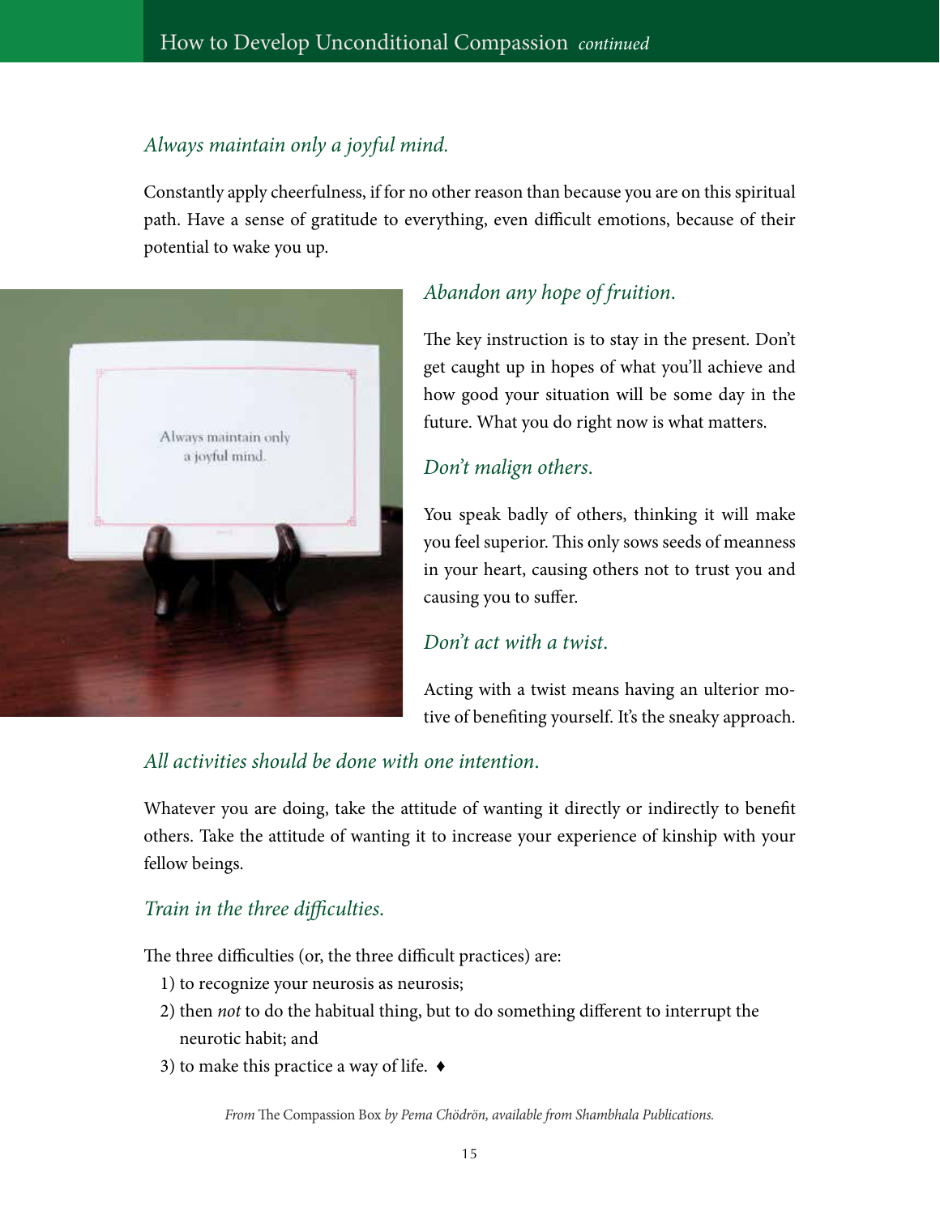*Always maintain only a joyful mind.*

Constantly apply cheerfulness, if for no other reason than because you are on this spiritual path. Have a sense of gratitude to everything, even difficult emotions, because of their potential to wake you up.

*Abandon any hope of fruition.*

The key instruction is to stay in the present. Don't get caught up in hopes of what you'll achieve and how good your situation will be some day in the future. What you do right now is what matters.

*Don't malign others.*

You speak badly of others, thinking it will make you feel superior. This only sows seeds of meanness in your heart, causing others not to trust you and causing you to suffer.

*Don't act with a twist.*

Acting with a twist means having an ulterior motive of benefiting yourself. It's the sneaky approach.

*All activities should be done with one intention.*

Whatever you are doing, take the attitude of wanting it directly or indirectly to benefit others. Take the attitude of wanting it to increase your experience of kinship with your fellow beings.

*Train in the three difficulties.*

The three difficulties (or, the three difficult practices) are:

1) to recognize your neurosis as neurosis;
2) then *not* to do the habitual thing, but to do something different to interrupt the neurotic habit; and
3) to make this practice a way of life. ♦

*From* The Compassion Box *by Pema Chödrön, available from Shambhala Publications.*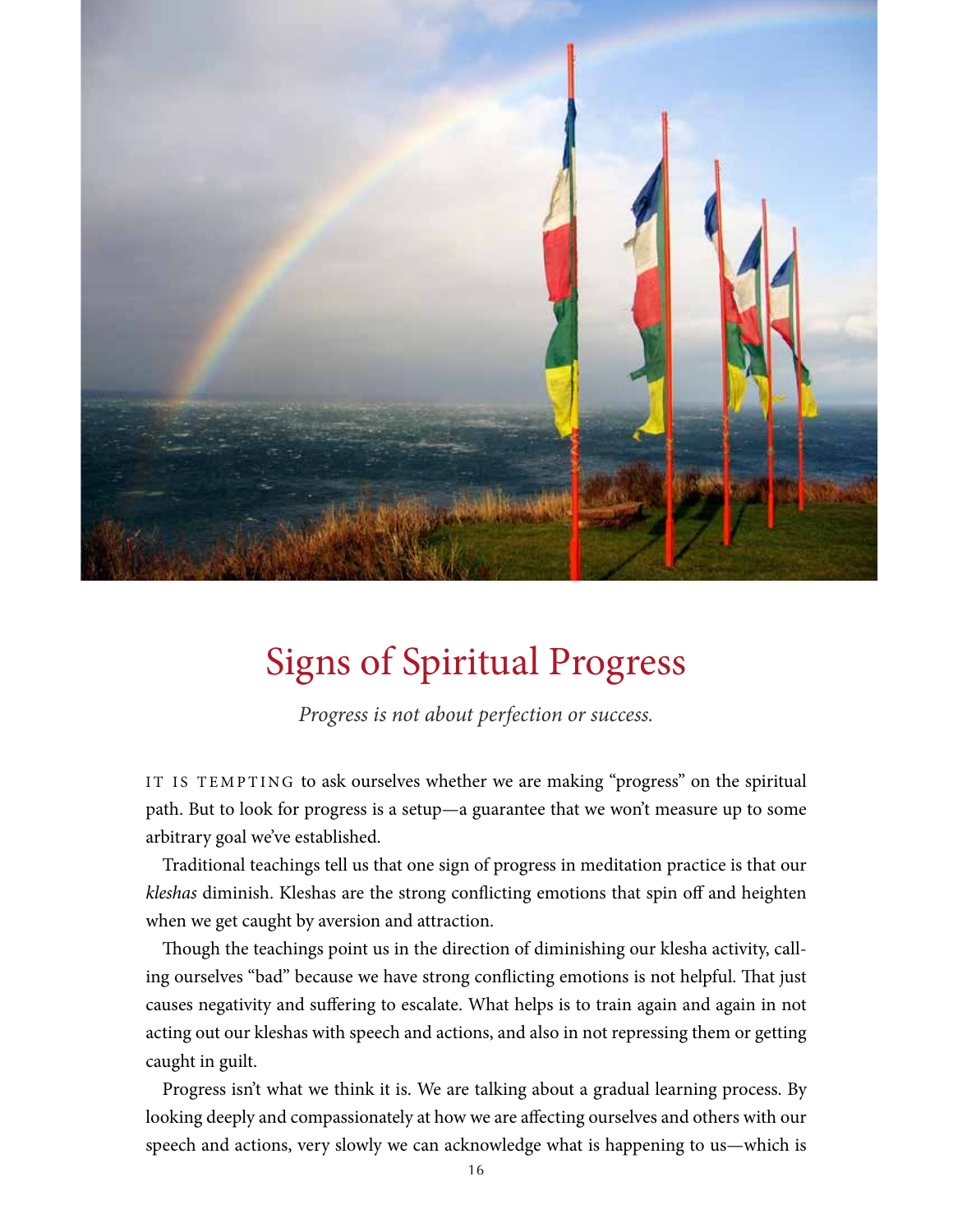# Signs of Spiritual Progress

*Progress is not about perfection or success.*

IT IS TEMPTING to ask ourselves whether we are making "progress" on the spiritual path. But to look for progress is a setup—a guarantee that we won't measure up to some arbitrary goal we've established.

Traditional teachings tell us that one sign of progress in meditation practice is that our *kleshas* diminish. Kleshas are the strong conflicting emotions that spin off and heighten when we get caught by aversion and attraction.

Though the teachings point us in the direction of diminishing our klesha activity, calling ourselves "bad" because we have strong conflicting emotions is not helpful. That just causes negativity and suffering to escalate. What helps is to train again and again in not acting out our kleshas with speech and actions, and also in not repressing them or getting caught in guilt.

Progress isn't what we think it is. We are talking about a gradual learning process. By looking deeply and compassionately at how we are affecting ourselves and others with our speech and actions, very slowly we can acknowledge what is happening to us—which is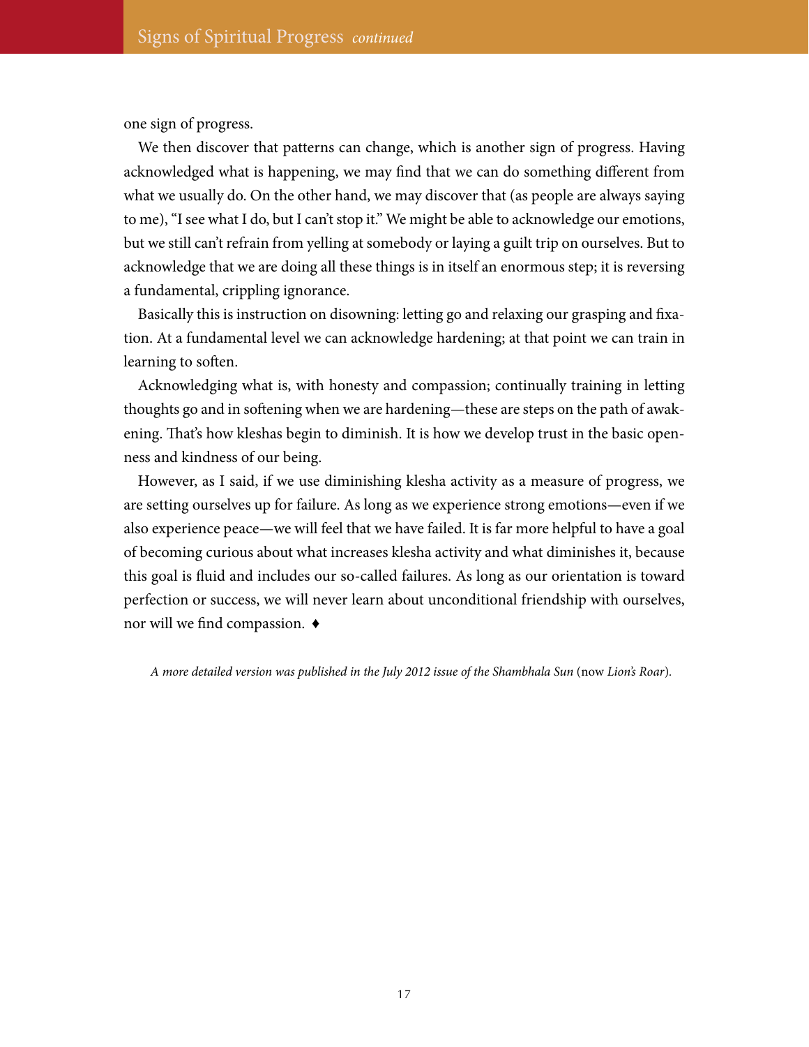one sign of progress.

We then discover that patterns can change, which is another sign of progress. Having acknowledged what is happening, we may find that we can do something different from what we usually do. On the other hand, we may discover that (as people are always saying to me), "I see what I do, but I can't stop it." We might be able to acknowledge our emotions, but we still can't refrain from yelling at somebody or laying a guilt trip on ourselves. But to acknowledge that we are doing all these things is in itself an enormous step; it is reversing a fundamental, crippling ignorance.

Basically this is instruction on disowning: letting go and relaxing our grasping and fixation. At a fundamental level we can acknowledge hardening; at that point we can train in learning to soften.

Acknowledging what is, with honesty and compassion; continually training in letting thoughts go and in softening when we are hardening—these are steps on the path of awakening. That's how kleshas begin to diminish. It is how we develop trust in the basic openness and kindness of our being.

However, as I said, if we use diminishing klesha activity as a measure of progress, we are setting ourselves up for failure. As long as we experience strong emotions—even if we also experience peace—we will feel that we have failed. It is far more helpful to have a goal of becoming curious about what increases klesha activity and what diminishes it, because this goal is fluid and includes our so-called failures. As long as our orientation is toward perfection or success, we will never learn about unconditional friendship with ourselves, nor will we find compassion. ♦

*A more detailed version was published in the July 2012 issue of the Shambhala Sun* (now *Lion's Roar*).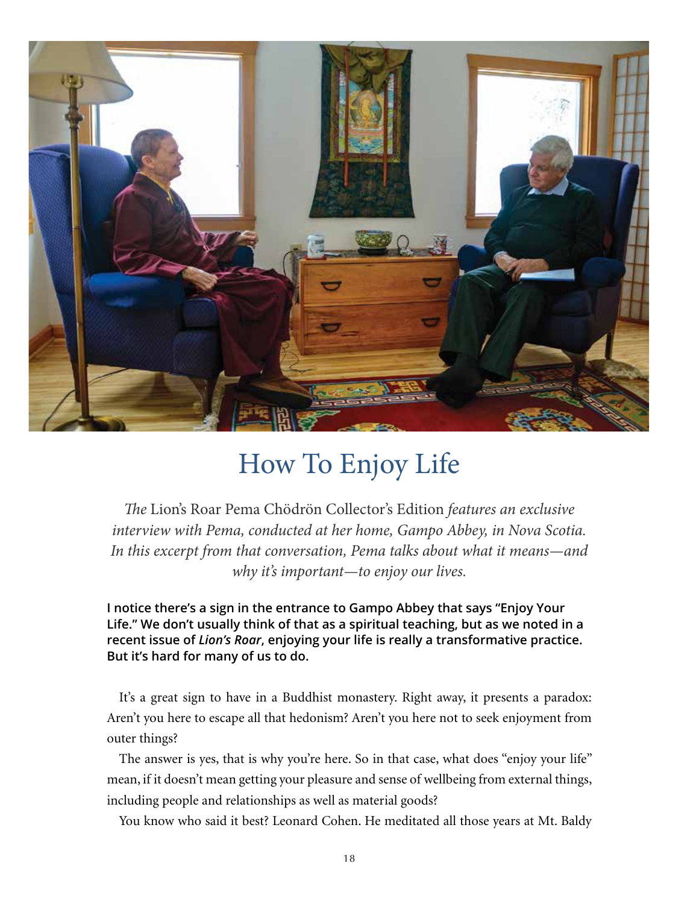# How To Enjoy Life

*The* Lion's Roar Pema Chödrön Collector's Edition *features an exclusive interview with Pema, conducted at her home, Gampo Abbey, in Nova Scotia. In this excerpt from that conversation, Pema talks about what it means—and why it's important—to enjoy our lives.*

**I notice there's a sign in the entrance to Gampo Abbey that says "Enjoy Your Life." We don't usually think of that as a spiritual teaching, but as we noted in a recent issue of *Lion's Roar*, enjoying your life is really a transformative practice. But it's hard for many of us to do.**

It's a great sign to have in a Buddhist monastery. Right away, it presents a paradox: Aren't you here to escape all that hedonism? Aren't you here not to seek enjoyment from outer things?

The answer is yes, that is why you're here. So in that case, what does "enjoy your life" mean, if it doesn't mean getting your pleasure and sense of wellbeing from external things, including people and relationships as well as material goods?

You know who said it best? Leonard Cohen. He meditated all those years at Mt. Baldy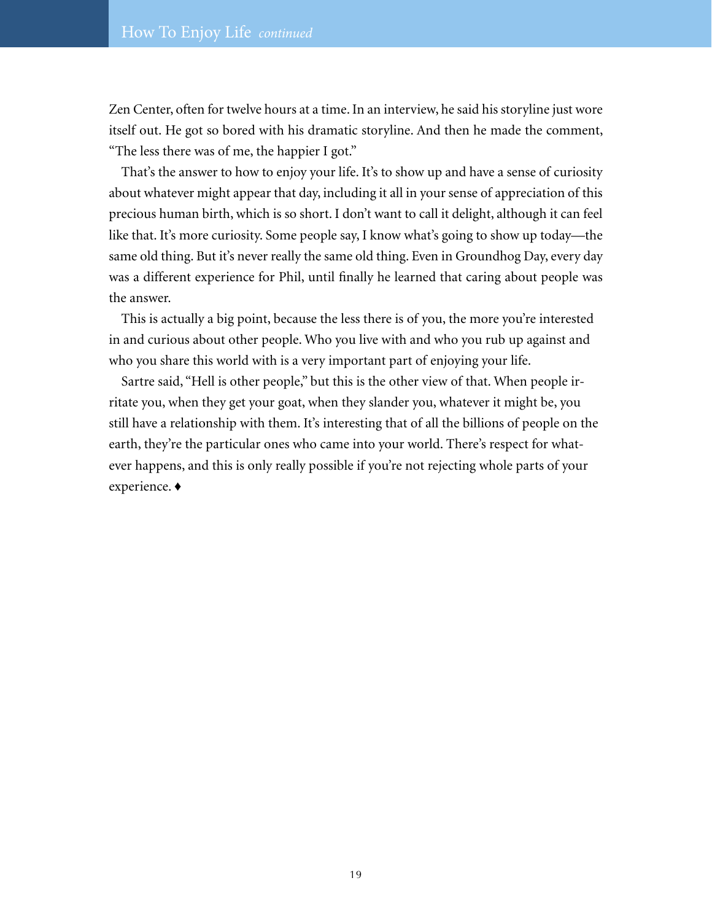Zen Center, often for twelve hours at a time. In an interview, he said his storyline just wore itself out. He got so bored with his dramatic storyline. And then he made the comment, "The less there was of me, the happier I got."

That's the answer to how to enjoy your life. It's to show up and have a sense of curiosity about whatever might appear that day, including it all in your sense of appreciation of this precious human birth, which is so short. I don't want to call it delight, although it can feel like that. It's more curiosity. Some people say, I know what's going to show up today—the same old thing. But it's never really the same old thing. Even in Groundhog Day, every day was a different experience for Phil, until finally he learned that caring about people was the answer.

This is actually a big point, because the less there is of you, the more you're interested in and curious about other people. Who you live with and who you rub up against and who you share this world with is a very important part of enjoying your life.

Sartre said, "Hell is other people," but this is the other view of that. When people irritate you, when they get your goat, when they slander you, whatever it might be, you still have a relationship with them. It's interesting that of all the billions of people on the earth, they're the particular ones who came into your world. There's respect for whatever happens, and this is only really possible if you're not rejecting whole parts of your experience. ♦